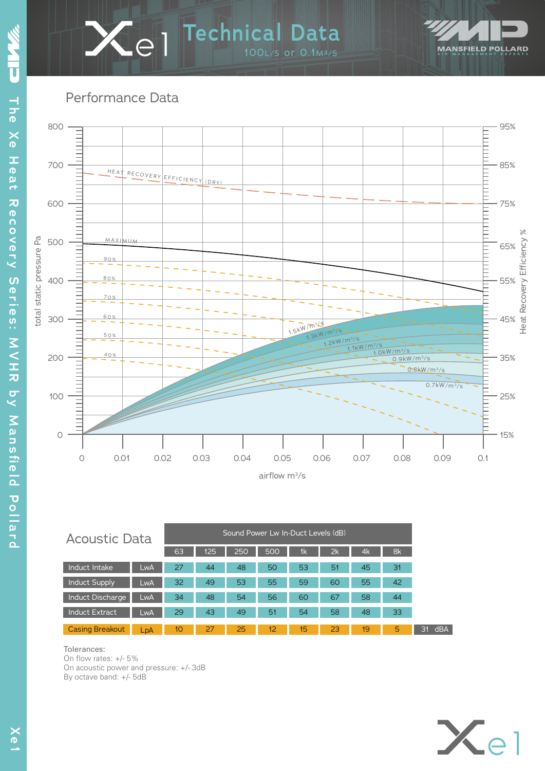# Xe1 Technical Data

100L/s or 0.1m³/s

## Performance Data

## Acoustic Data

| | | Sound Power Lw In-Duct Levels (dB) | | | | | | | | |
|---|---|---|---|---|---|---|---|---|---|---|
| | | 63 | 125 | 250 | 500 | 1k | 2k | 4k | 8k | |
| Induct Intake | LwA | 27 | 44 | 48 | 50 | 53 | 51 | 45 | 31 | |
| Induct Supply | LwA | 32 | 49 | 53 | 55 | 59 | 60 | 55 | 42 | |
| Induct Discharge | LwA | 34 | 48 | 54 | 56 | 60 | 67 | 58 | 44 | |
| Induct Extract | LwA | 29 | 43 | 49 | 51 | 54 | 58 | 48 | 33 | |
| Casing Breakout | LpA | 10 | 27 | 25 | 12 | 15 | 23 | 19 | 5 | 31 dBA |

Tolerances:
On flow rates: +/- 5%
On acoustic power and pressure: +/- 3dB
By octave band: +/- 5dB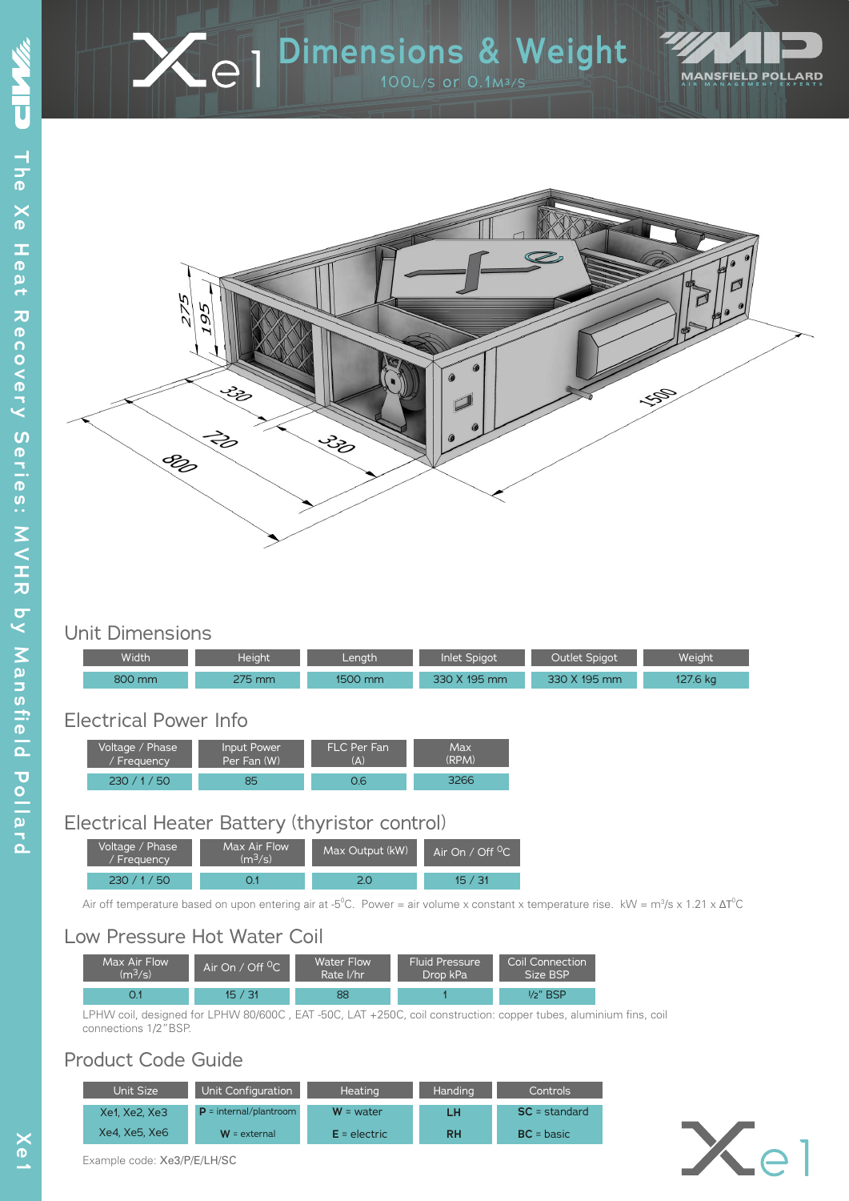# Xe1 Dimensions & Weight

100L/s or 0.1M3/S

275
195
330
720
800
330
1500

## Unit Dimensions

| Width | Height | Length | Inlet Spigot | Outlet Spigot | Weight |
|---|---|---|---|---|---|
| 800 mm | 275 mm | 1500 mm | 330 X 195 mm | 330 X 195 mm | 127.6 kg |

## Electrical Power Info

| Voltage / Phase / Frequency | Input Power Per Fan (W) | FLC Per Fan (A) | Max (RPM) |
|---|---|---|---|
| 230 / 1 / 50 | 85 | 0.6 | 3266 |

## Electrical Heater Battery (thyristor control)

| Voltage / Phase / Frequency | Max Air Flow ($m^3/s$) | Max Output (kW) | Air On / Off $^0C$ |
|---|---|---|---|
| 230 / 1 / 50 | 0.1 | 2.0 | 15 / 31 |

Air off temperature based on upon entering air at -5$^0$C. Power = air volume x constant x temperature rise. kW = $m^3/s$ x 1.21 x $\Delta T^0C$

## Low Pressure Hot Water Coil

| Max Air Flow ($m^3/s$) | Air On / Off $^0C$ | Water Flow Rate l/hr | Fluid Pressure Drop kPa | Coil Connection Size BSP |
|---|---|---|---|---|
| 0.1 | 15 / 31 | 88 | 1 | ½" BSP |

LPHW coil, designed for LPHW 80/600C , EAT -50C, LAT +250C, coil construction: copper tubes, aluminium fins, coil connections 1/2"BSP.

## Product Code Guide

| Unit Size | Unit Configuration | Heating | Handing | Controls |
|---|---|---|---|---|
| Xe1, Xe2, Xe3 | **P** = internal/plantroom | **W** = water | **LH** | **SC** = standard |
| Xe4, Xe5, Xe6 | **W** = external | **E** = electric | **RH** | **BC** = basic |

Example code: Xe3/P/E/LH/SC